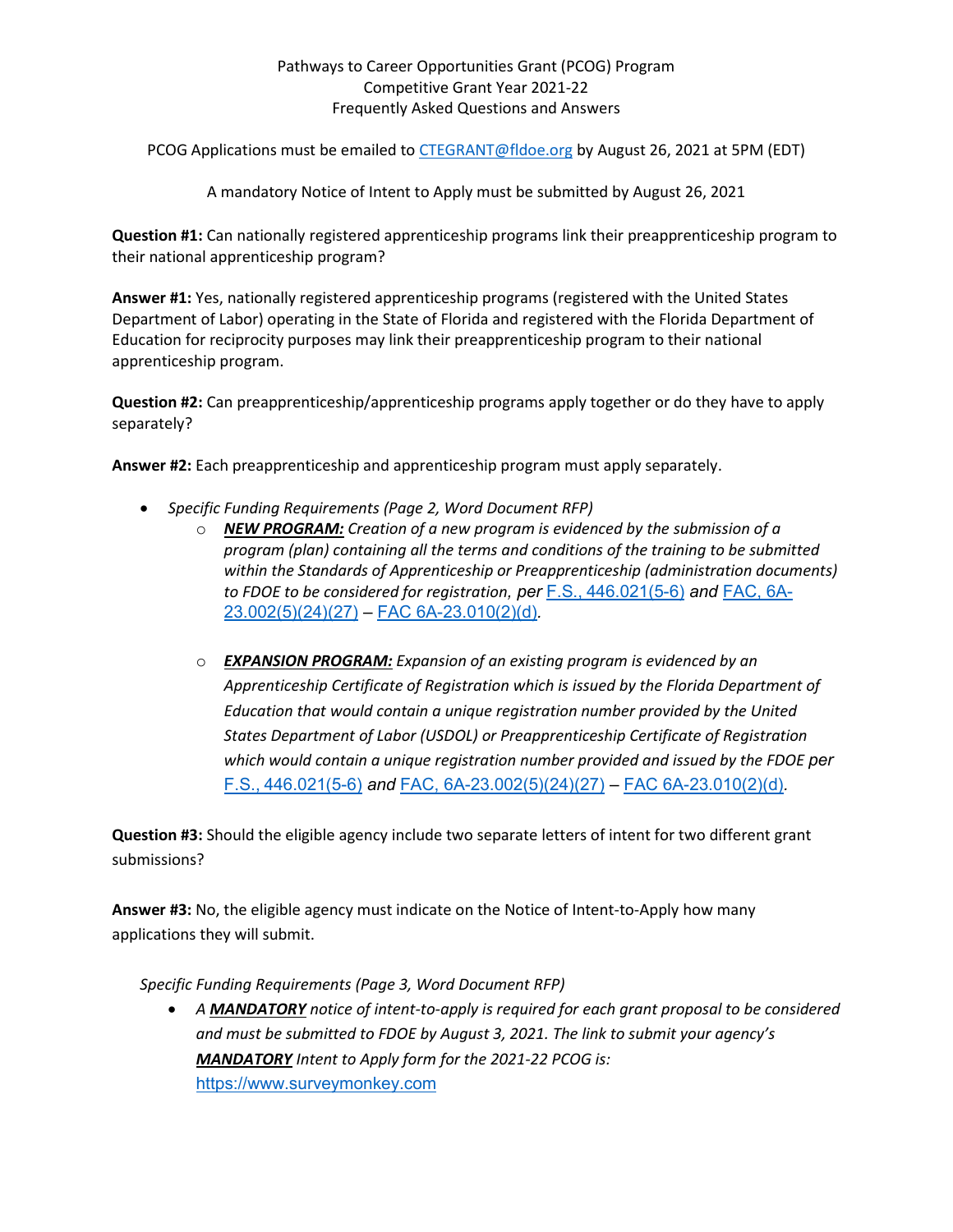Pathways to Career Opportunities Grant (PCOG) Program
Competitive Grant Year 2021-22
Frequently Asked Questions and Answers

PCOG Applications must be emailed to CTEGRANT@fldoe.org by August 26, 2021 at 5PM (EDT)

A mandatory Notice of Intent to Apply must be submitted by August 26, 2021

**Question #1:** Can nationally registered apprenticeship programs link their preapprenticeship program to their national apprenticeship program?

**Answer #1:** Yes, nationally registered apprenticeship programs (registered with the United States Department of Labor) operating in the State of Florida and registered with the Florida Department of Education for reciprocity purposes may link their preapprenticeship program to their national apprenticeship program.

**Question #2:** Can preapprenticeship/apprenticeship programs apply together or do they have to apply separately?

**Answer #2:** Each preapprenticeship and apprenticeship program must apply separately.

- *Specific Funding Requirements (Page 2, Word Document RFP)*
  - ***NEW PROGRAM:*** *Creation of a new program is evidenced by the submission of a program (plan) containing all the terms and conditions of the training to be submitted within the Standards of Apprenticeship or Preapprenticeship (administration documents) to FDOE to be considered for registration, per F.S., 446.021(5-6) and FAC, 6A-23.002(5)(24)(27) – FAC 6A-23.010(2)(d).*
  - ***EXPANSION PROGRAM:*** *Expansion of an existing program is evidenced by an Apprenticeship Certificate of Registration which is issued by the Florida Department of Education that would contain a unique registration number provided by the United States Department of Labor (USDOL) or Preapprenticeship Certificate of Registration which would contain a unique registration number provided and issued by the FDOE per F.S., 446.021(5-6) and FAC, 6A-23.002(5)(24)(27) – FAC 6A-23.010(2)(d).*

**Question #3:** Should the eligible agency include two separate letters of intent for two different grant submissions?

**Answer #3:** No, the eligible agency must indicate on the Notice of Intent-to-Apply how many applications they will submit.

*Specific Funding Requirements (Page 3, Word Document RFP)*

- *A **MANDATORY** notice of intent-to-apply is required for each grant proposal to be considered and must be submitted to FDOE by August 3, 2021. The link to submit your agency's **MANDATORY** Intent to Apply form for the 2021-22 PCOG is:* https://www.surveymonkey.com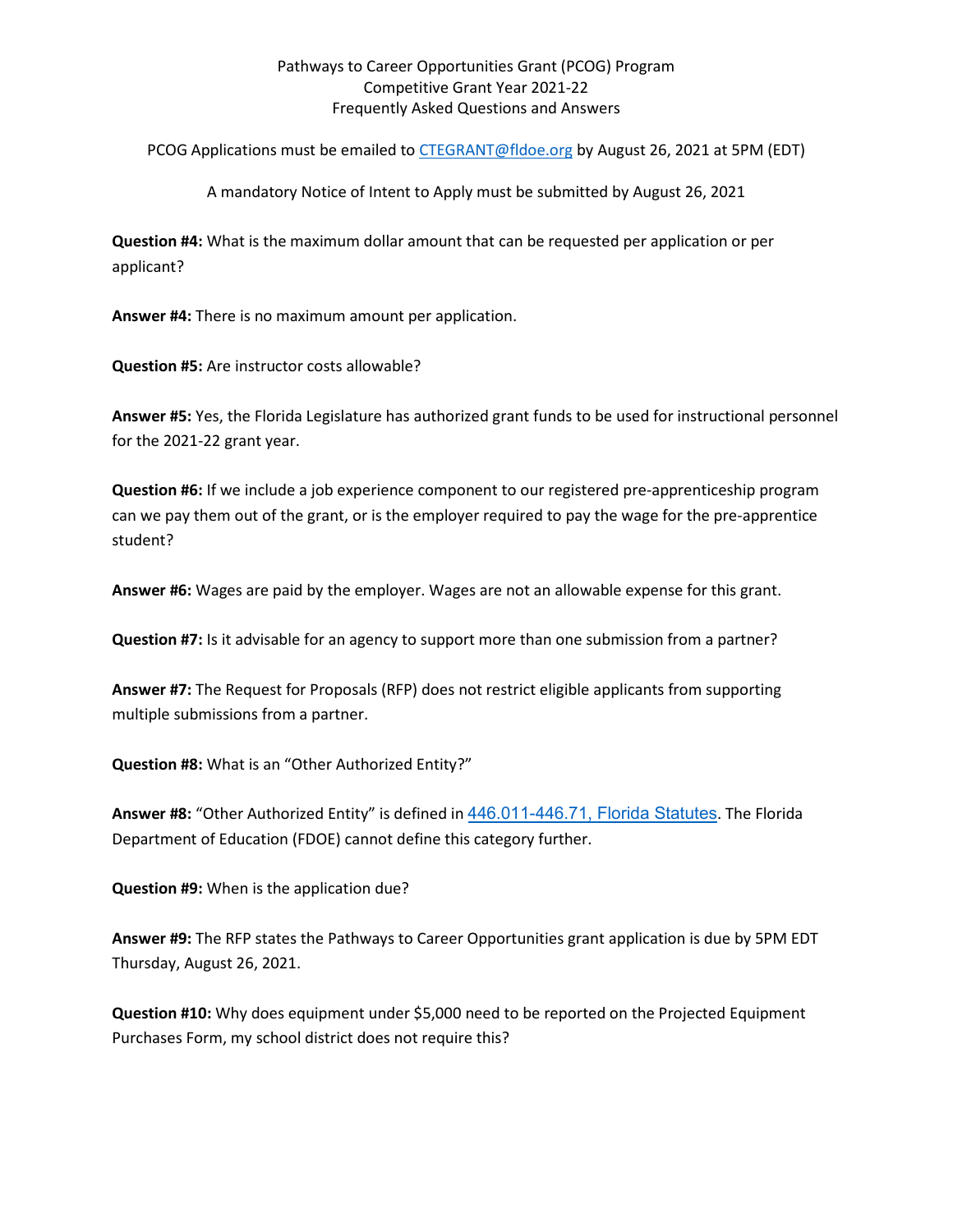Pathways to Career Opportunities Grant (PCOG) Program
Competitive Grant Year 2021-22
Frequently Asked Questions and Answers

PCOG Applications must be emailed to [CTEGRANT@fldoe.org](mailto:CTEGRANT@fldoe.org) by August 26, 2021 at 5PM (EDT)

A mandatory Notice of Intent to Apply must be submitted by August 26, 2021

**Question #4:** What is the maximum dollar amount that can be requested per application or per applicant?

**Answer #4:** There is no maximum amount per application.

**Question #5:** Are instructor costs allowable?

**Answer #5:** Yes, the Florida Legislature has authorized grant funds to be used for instructional personnel for the 2021-22 grant year.

**Question #6:** If we include a job experience component to our registered pre-apprenticeship program can we pay them out of the grant, or is the employer required to pay the wage for the pre-apprentice student?

**Answer #6:** Wages are paid by the employer. Wages are not an allowable expense for this grant.

**Question #7:** Is it advisable for an agency to support more than one submission from a partner?

**Answer #7:** The Request for Proposals (RFP) does not restrict eligible applicants from supporting multiple submissions from a partner.

**Question #8:** What is an "Other Authorized Entity?"

**Answer #8:** "Other Authorized Entity" is defined in 446.011-446.71, Florida Statutes. The Florida Department of Education (FDOE) cannot define this category further.

**Question #9:** When is the application due?

**Answer #9:** The RFP states the Pathways to Career Opportunities grant application is due by 5PM EDT Thursday, August 26, 2021.

**Question #10:** Why does equipment under $5,000 need to be reported on the Projected Equipment Purchases Form, my school district does not require this?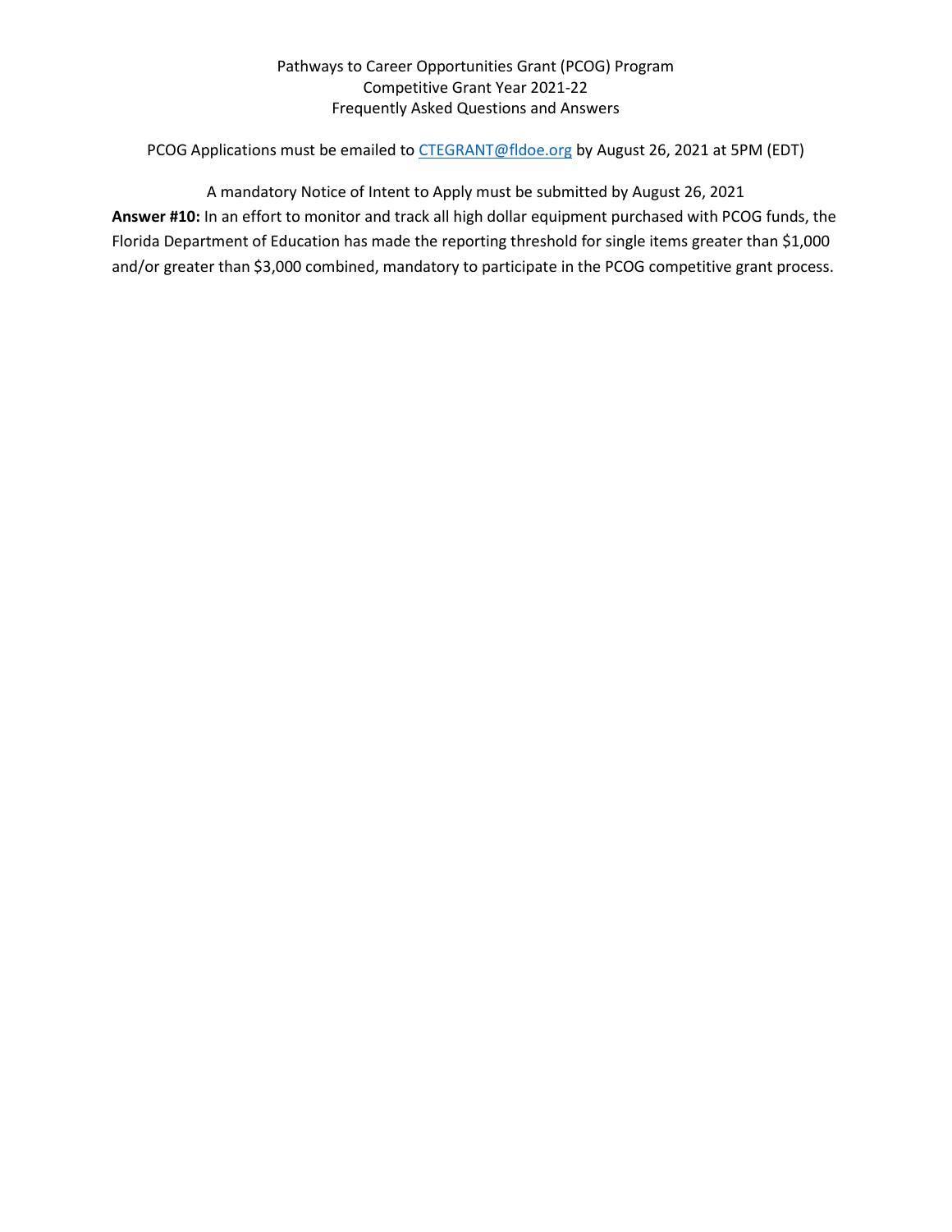Pathways to Career Opportunities Grant (PCOG) Program
Competitive Grant Year 2021-22
Frequently Asked Questions and Answers

PCOG Applications must be emailed to CTEGRANT@fldoe.org by August 26, 2021 at 5PM (EDT)

A mandatory Notice of Intent to Apply must be submitted by August 26, 2021

**Answer #10:** In an effort to monitor and track all high dollar equipment purchased with PCOG funds, the Florida Department of Education has made the reporting threshold for single items greater than $1,000 and/or greater than $3,000 combined, mandatory to participate in the PCOG competitive grant process.